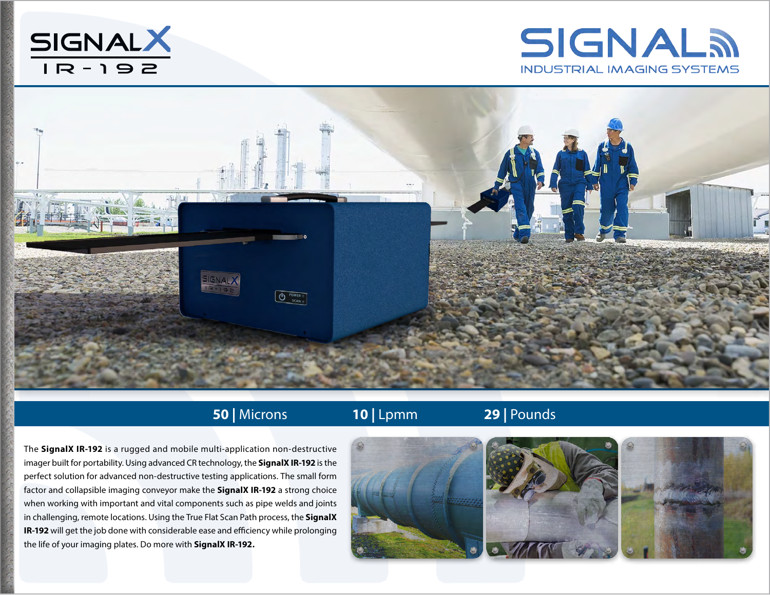# SIGNALX IR-192

SIGNAL INDUSTRIAL IMAGING SYSTEMS

**50** | Microns **10** | Lpmm **29** | Pounds

The **SignalX IR-192** is a rugged and mobile multi-application non-destructive imager built for portability. Using advanced CR technology, the **SignalX IR-192** is the perfect solution for advanced non-destructive testing applications. The small form factor and collapsible imaging conveyor make the **SignalX IR-192** a strong choice when working with important and vital components such as pipe welds and joints in challenging, remote locations. Using the True Flat Scan Path process, the **SignalX IR-192** will get the job done with considerable ease and efficiency while prolonging the life of your imaging plates. Do more with **SignalX IR-192.**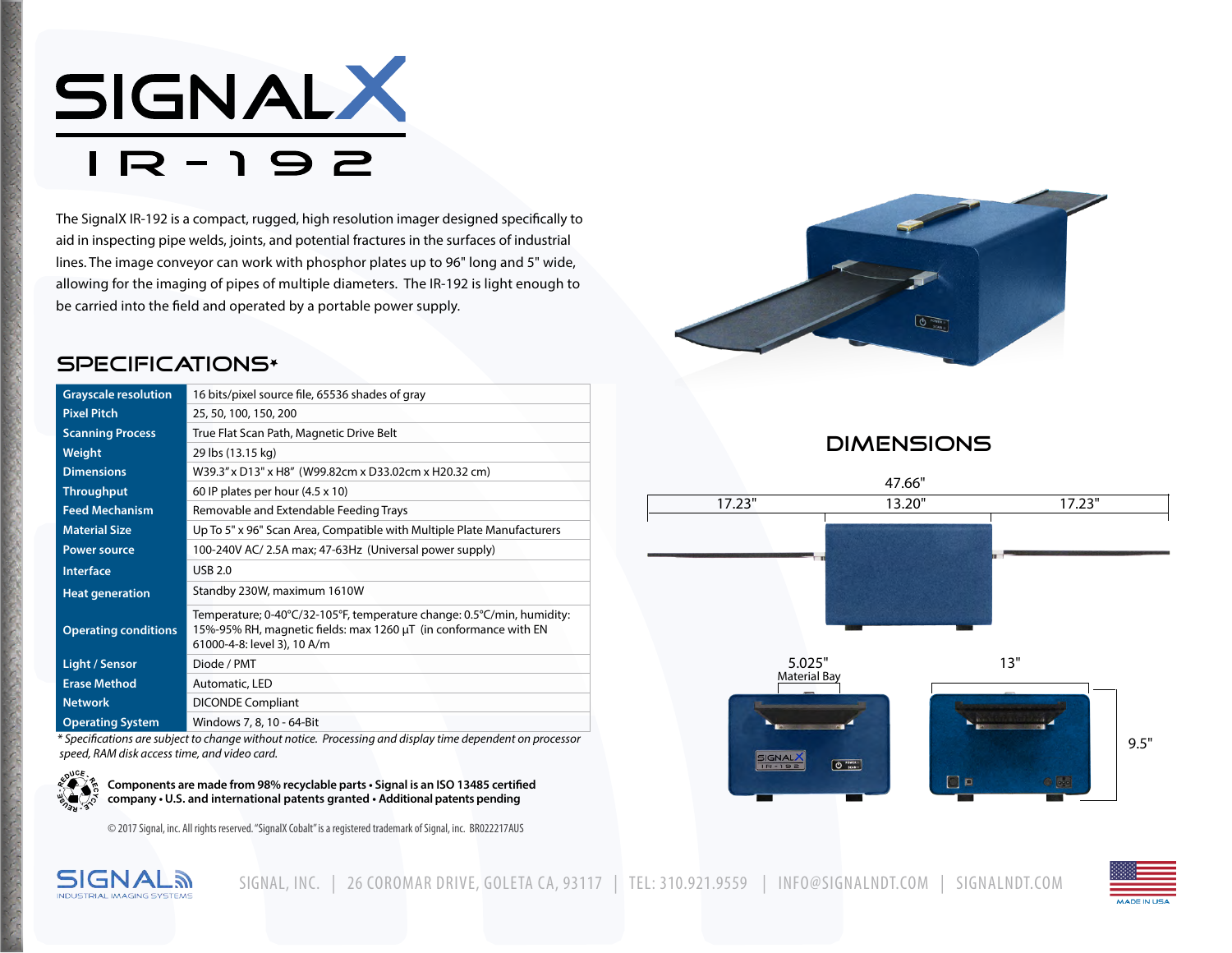# SIGNALX

## IR-192

The SignalX IR-192 is a compact, rugged, high resolution imager designed specifically to aid in inspecting pipe welds, joints, and potential fractures in the surfaces of industrial lines. The image conveyor can work with phosphor plates up to 96" long and 5" wide, allowing for the imaging of pipes of multiple diameters. The IR-192 is light enough to be carried into the field and operated by a portable power supply.

## SPECIFICATIONS*

| | |
|---|---|
| **Grayscale resolution** | 16 bits/pixel source file, 65536 shades of gray |
| **Pixel Pitch** | 25, 50, 100, 150, 200 |
| **Scanning Process** | True Flat Scan Path, Magnetic Drive Belt |
| **Weight** | 29 lbs (13.15 kg) |
| **Dimensions** | W39.3" x D13" x H8" (W99.82cm x D33.02cm x H20.32 cm) |
| **Throughput** | 60 IP plates per hour (4.5 x 10) |
| **Feed Mechanism** | Removable and Extendable Feeding Trays |
| **Material Size** | Up To 5" x 96" Scan Area, Compatible with Multiple Plate Manufacturers |
| **Power source** | 100-240V AC/ 2.5A max; 47-63Hz (Universal power supply) |
| **Interface** | USB 2.0 |
| **Heat generation** | Standby 230W, maximum 1610W |
| **Operating conditions** | Temperature; 0-40°C/32-105°F, temperature change: 0.5°C/min, humidity: 15%-95% RH, magnetic fields: max 1260 µT (in conformance with EN 61000-4-8: level 3), 10 A/m |
| **Light / Sensor** | Diode / PMT |
| **Erase Method** | Automatic, LED |
| **Network** | DICONDE Compliant |
| **Operating System** | Windows 7, 8, 10 - 64-Bit |

*\* Specifications are subject to change without notice. Processing and display time dependent on processor speed, RAM disk access time, and video card.*

**Components are made from 98% recyclable parts • Signal is an ISO 13485 certified company • U.S. and international patents granted • Additional patents pending**

© 2017 Signal, inc. All rights reserved. "SignalX Cobalt" is a registered trademark of Signal, inc. BR022217AUS

## DIMENSIONS

47.66"

17.23"

13.20"

17.23"

5.025"
Material Bay

13"

9.5"

SIGNAL INDUSTRIAL IMAGING SYSTEMS

SIGNAL, INC. | 26 COROMAR DRIVE, GOLETA CA, 93117 | TEL: 310.921.9559 | INFO@SIGNALNDT.COM | SIGNALNDT.COM

MADE IN USA